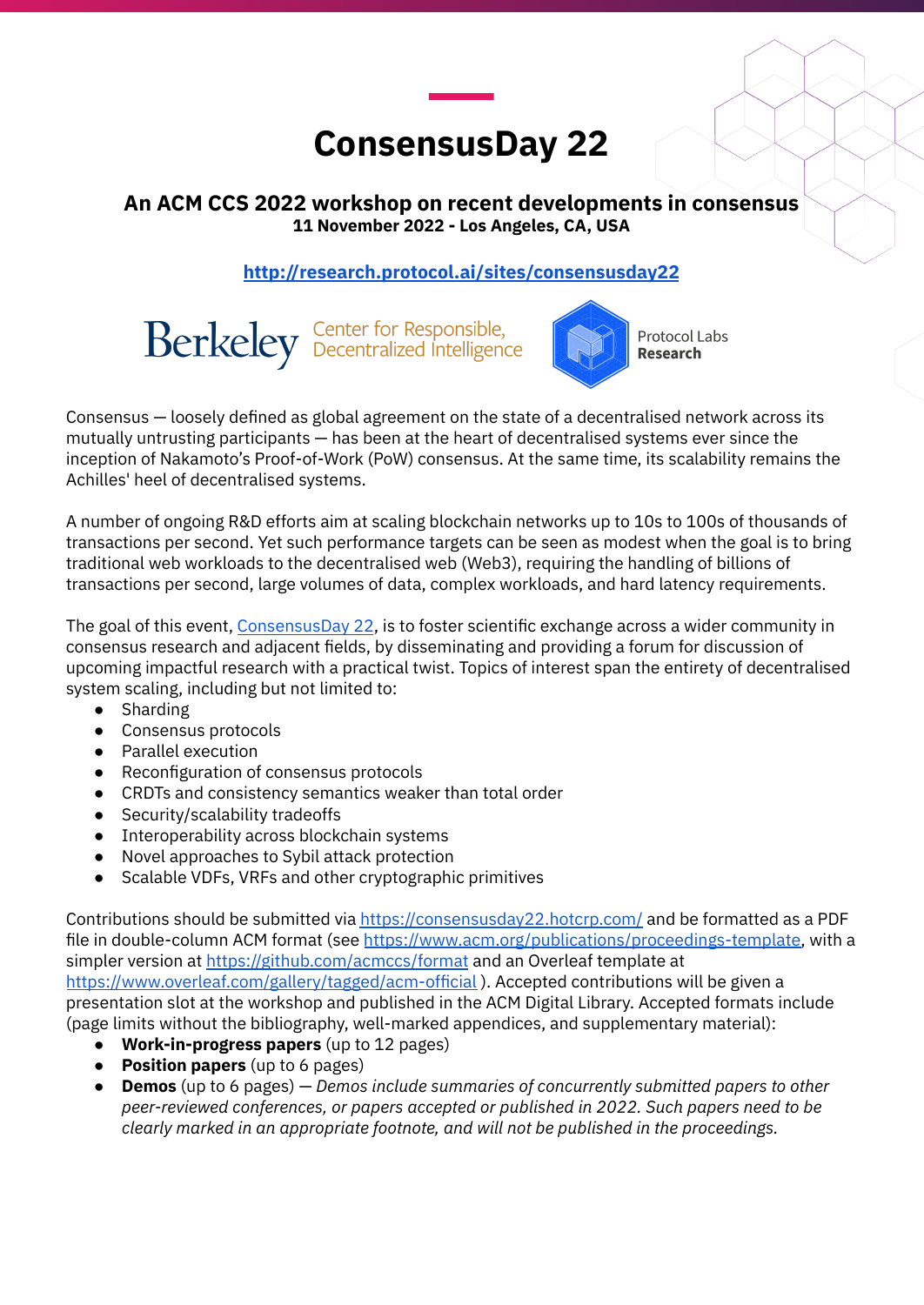# ConsensusDay 22

**An ACM CCS 2022 workshop on recent developments in consensus**
**11 November 2022 - Los Angeles, CA, USA**

**http://research.protocol.ai/sites/consensusday22**

Berkeley Center for Responsible, Decentralized Intelligence

Protocol Labs **Research**

Consensus — loosely defined as global agreement on the state of a decentralised network across its mutually untrusting participants — has been at the heart of decentralised systems ever since the inception of Nakamoto's Proof-of-Work (PoW) consensus. At the same time, its scalability remains the Achilles' heel of decentralised systems.

A number of ongoing R&D efforts aim at scaling blockchain networks up to 10s to 100s of thousands of transactions per second. Yet such performance targets can be seen as modest when the goal is to bring traditional web workloads to the decentralised web (Web3), requiring the handling of billions of transactions per second, large volumes of data, complex workloads, and hard latency requirements.

The goal of this event, ConsensusDay 22, is to foster scientific exchange across a wider community in consensus research and adjacent fields, by disseminating and providing a forum for discussion of upcoming impactful research with a practical twist. Topics of interest span the entirety of decentralised system scaling, including but not limited to:

- Sharding
- Consensus protocols
- Parallel execution
- Reconfiguration of consensus protocols
- CRDTs and consistency semantics weaker than total order
- Security/scalability tradeoffs
- Interoperability across blockchain systems
- Novel approaches to Sybil attack protection
- Scalable VDFs, VRFs and other cryptographic primitives

Contributions should be submitted via https://consensusday22.hotcrp.com/ and be formatted as a PDF file in double-column ACM format (see https://www.acm.org/publications/proceedings-template, with a simpler version at https://github.com/acmccs/format and an Overleaf template at https://www.overleaf.com/gallery/tagged/acm-official ). Accepted contributions will be given a presentation slot at the workshop and published in the ACM Digital Library. Accepted formats include (page limits without the bibliography, well-marked appendices, and supplementary material):

- **Work-in-progress papers** (up to 12 pages)
- **Position papers** (up to 6 pages)
- **Demos** (up to 6 pages) — *Demos include summaries of concurrently submitted papers to other peer-reviewed conferences, or papers accepted or published in 2022. Such papers need to be clearly marked in an appropriate footnote, and will not be published in the proceedings.*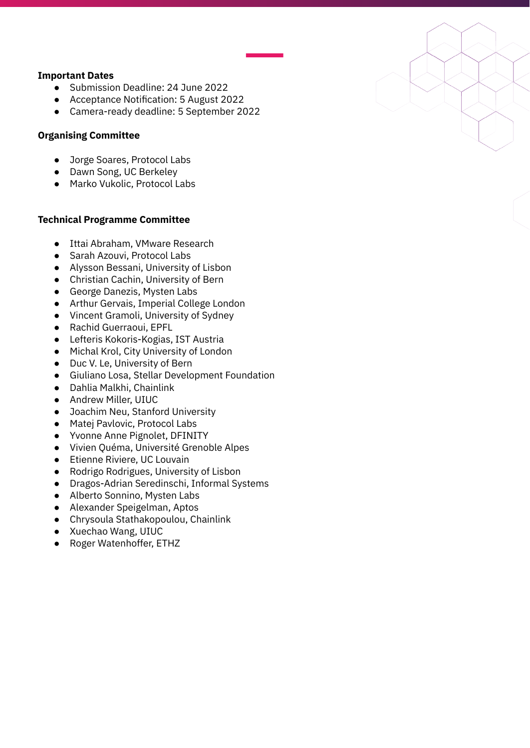**Important Dates**

- Submission Deadline: 24 June 2022
- Acceptance Notification: 5 August 2022
- Camera-ready deadline: 5 September 2022

**Organising Committee**

- Jorge Soares, Protocol Labs
- Dawn Song, UC Berkeley
- Marko Vukolic, Protocol Labs

**Technical Programme Committee**

- Ittai Abraham, VMware Research
- Sarah Azouvi, Protocol Labs
- Alysson Bessani, University of Lisbon
- Christian Cachin, University of Bern
- George Danezis, Mysten Labs
- Arthur Gervais, Imperial College London
- Vincent Gramoli, University of Sydney
- Rachid Guerraoui, EPFL
- Lefteris Kokoris-Kogias, IST Austria
- Michal Krol, City University of London
- Duc V. Le, University of Bern
- Giuliano Losa, Stellar Development Foundation
- Dahlia Malkhi, Chainlink
- Andrew Miller, UIUC
- Joachim Neu, Stanford University
- Matej Pavlovic, Protocol Labs
- Yvonne Anne Pignolet, DFINITY
- Vivien Quéma, Université Grenoble Alpes
- Etienne Riviere, UC Louvain
- Rodrigo Rodrigues, University of Lisbon
- Dragos-Adrian Seredinschi, Informal Systems
- Alberto Sonnino, Mysten Labs
- Alexander Speigelman, Aptos
- Chrysoula Stathakopoulou, Chainlink
- Xuechao Wang, UIUC
- Roger Watenhoffer, ETHZ